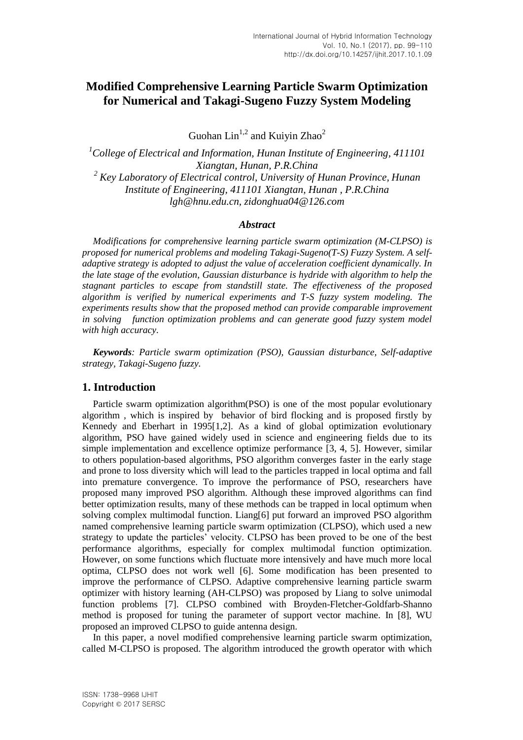# Modified Comprehensive Learning Particle Swarm Optimization for Numerical and Takagi-Sugeno Fuzzy System Modeling

Guohan Lin[1,2] and Kuiyin Zhao[2]

[1]*College of Electrical and Information, Hunan Institute of Engineering, 411101 Xiangtan, Hunan, P.R.China*
[2] *Key Laboratory of Electrical control, University of Hunan Province, Hunan Institute of Engineering, 411101 Xiangtan, Hunan , P.R.China*
*lgh@hnu.edu.cn, zidonghua04@126.com*

### *Abstract*

*Modifications for comprehensive learning particle swarm optimization (M-CLPSO) is proposed for numerical problems and modeling Takagi-Sugeno(T-S) Fuzzy System. A self-adaptive strategy is adopted to adjust the value of acceleration coefficient dynamically. In the late stage of the evolution, Gaussian disturbance is hydride with algorithm to help the stagnant particles to escape from standstill state. The effectiveness of the proposed algorithm is verified by numerical experiments and T-S fuzzy system modeling. The experiments results show that the proposed method can provide comparable improvement in solving function optimization problems and can generate good fuzzy system model with high accuracy.*

***Keywords****: Particle swarm optimization (PSO), Gaussian disturbance, Self-adaptive strategy, Takagi-Sugeno fuzzy.*

## 1. Introduction

Particle swarm optimization algorithm(PSO) is one of the most popular evolutionary algorithm , which is inspired by behavior of bird flocking and is proposed firstly by Kennedy and Eberhart in 1995[1,2]. As a kind of global optimization evolutionary algorithm, PSO have gained widely used in science and engineering fields due to its simple implementation and excellence optimize performance [3, 4, 5]. However, similar to others population-based algorithms, PSO algorithm converges faster in the early stage and prone to loss diversity which will lead to the particles trapped in local optima and fall into premature convergence. To improve the performance of PSO, researchers have proposed many improved PSO algorithm. Although these improved algorithms can find better optimization results, many of these methods can be trapped in local optimum when solving complex multimodal function. Liang[6] put forward an improved PSO algorithm named comprehensive learning particle swarm optimization (CLPSO), which used a new strategy to update the particles' velocity. CLPSO has been proved to be one of the best performance algorithms, especially for complex multimodal function optimization. However, on some functions which fluctuate more intensively and have much more local optima, CLPSO does not work well [6]. Some modification has been presented to improve the performance of CLPSO. Adaptive comprehensive learning particle swarm optimizer with history learning (AH-CLPSO) was proposed by Liang to solve unimodal function problems [7]. CLPSO combined with Broyden-Fletcher-Goldfarb-Shanno method is proposed for tuning the parameter of support vector machine. In [8], WU proposed an improved CLPSO to guide antenna design.

In this paper, a novel modified comprehensive learning particle swarm optimization, called M-CLPSO is proposed. The algorithm introduced the growth operator with which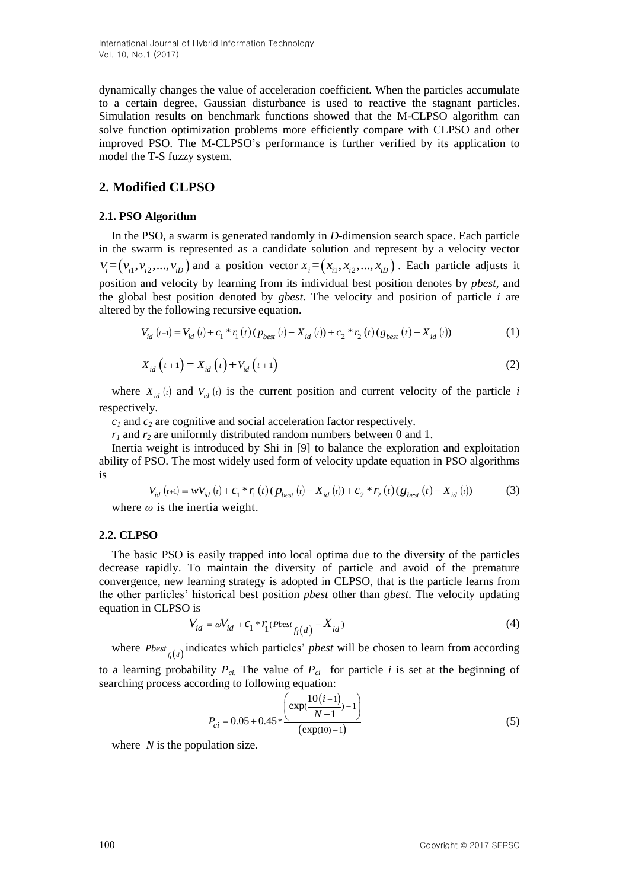dynamically changes the value of acceleration coefficient. When the particles accumulate to a certain degree, Gaussian disturbance is used to reactive the stagnant particles. Simulation results on benchmark functions showed that the M-CLPSO algorithm can solve function optimization problems more efficiently compare with CLPSO and other improved PSO. The M-CLPSO's performance is further verified by its application to model the T-S fuzzy system.

## 2. Modified CLPSO

### 2.1. PSO Algorithm

In the PSO, a swarm is generated randomly in *D*-dimension search space. Each particle in the swarm is represented as a candidate solution and represent by a velocity vector $V_i = (v_{i1}, v_{i2}, ..., v_{iD})$ and a position vector $X_i = (x_{i1}, x_{i2}, ..., x_{iD})$. Each particle adjusts it position and velocity by learning from its individual best position denotes by *pbest*, and the global best position denoted by *gbest*. The velocity and position of particle *i* are altered by the following recursive equation.

$$V_{id}(t+1) = V_{id}(t) + c_1 * r_1(t)(p_{best}(t) - X_{id}(t)) + c_2 * r_2(t)(g_{best}(t) - X_{id}(t)) \tag{1}$$

$$X_{id}(t+1) = X_{id}(t) + V_{id}(t+1) \tag{2}$$

where $X_{id}(t)$ and $V_{id}(t)$ is the current position and current velocity of the particle *i* respectively.

$c_1$ and $c_2$ are cognitive and social acceleration factor respectively.

$r_1$ and $r_2$ are uniformly distributed random numbers between 0 and 1.

Inertia weight is introduced by Shi in [9] to balance the exploration and exploitation ability of PSO. The most widely used form of velocity update equation in PSO algorithms is

$$V_{id}(t+1) = wV_{id}(t) + c_1 * r_1(t)(p_{best}(t) - X_{id}(t)) + c_2 * r_2(t)(g_{best}(t) - X_{id}(t)) \tag{3}$$

where $\omega$ is the inertia weight.

### 2.2. CLPSO

The basic PSO is easily trapped into local optima due to the diversity of the particles decrease rapidly. To maintain the diversity of particle and avoid of the premature convergence, new learning strategy is adopted in CLPSO, that is the particle learns from the other particles' historical best position *pbest* other than *gbest*. The velocity updating equation in CLPSO is

$$V_{id} = \omega V_{id} + c_1 * r_1(Pbest_{f_i(d)} - X_{id}) \tag{4}$$

where $Pbest_{f_i(d)}$ indicates which particles' *pbest* will be chosen to learn from according to a learning probability $P_{ci}$. The value of $P_{ci}$ for particle *i* is set at the beginning of searching process according to following equation:

$$P_{ci} = 0.05 + 0.45 * \frac{\left(\exp\left(\frac{10(i-1)}{N-1}\right) - 1\right)}{(\exp(10) - 1)} \tag{5}$$

where $N$ is the population size.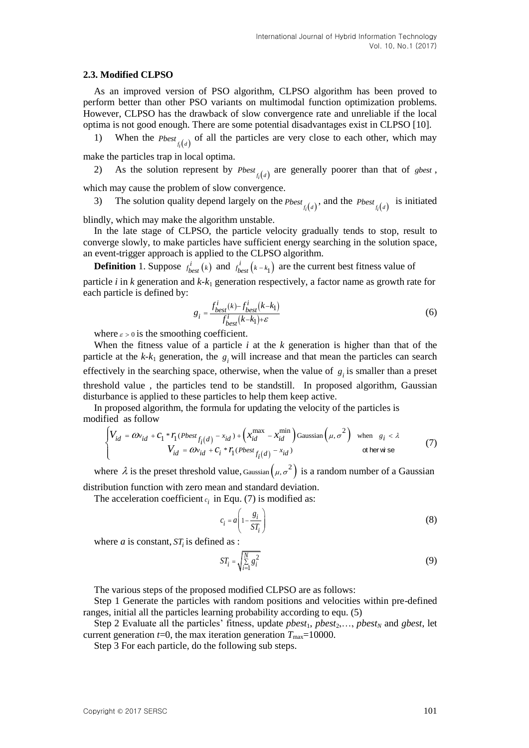### 2.3. Modified CLPSO

As an improved version of PSO algorithm, CLPSO algorithm has been proved to perform better than other PSO variants on multimodal function optimization problems. However, CLPSO has the drawback of slow convergence rate and unreliable if the local optima is not good enough. There are some potential disadvantages exist in CLPSO [10].

1) When the $Pbest_{f_i(d)}$ of all the particles are very close to each other, which may make the particles trap in local optima.

2) As the solution represent by $Pbest_{f_i(d)}$ are generally poorer than that of $gbest$, which may cause the problem of slow convergence.

3) The solution quality depend largely on the $Pbest_{f_i(d)}$, and the $Pbest_{f_i(d)}$ is initiated blindly, which may make the algorithm unstable.

In the late stage of CLPSO, the particle velocity gradually tends to stop, result to converge slowly, to make particles have sufficient energy searching in the solution space, an event-trigger approach is applied to the CLPSO algorithm.

**Definition** 1. Suppose $f_{best}^{i}(k)$ and $f_{best}^{i}(k-k_1)$ are the current best fitness value of particle *i* in *k* generation and *k*-$k_1$ generation respectively, a factor name as growth rate for each particle is defined by:

$$g_i = \frac{f_{best}^{i}(k) - f_{best}^{i}(k-k_1)}{f_{best}^{i}(k-k_1) + \varepsilon} \tag{6}$$

where $\varepsilon > 0$ is the smoothing coefficient.

When the fitness value of a particle *i* at the *k* generation is higher than that of the particle at the *k*-$k_1$ generation, the $g_i$ will increase and that mean the particles can search effectively in the searching space, otherwise, when the value of $g_i$ is smaller than a preset threshold value , the particles tend to be standstill. In proposed algorithm, Gaussian disturbance is applied to these particles to help them keep active.

In proposed algorithm, the formula for updating the velocity of the particles is modified as follow

$$\begin{cases} V_{id} = \omega v_{id} + c_1 * r_1 (Pbest_{f_i(d)} - x_{id}) + \left(x_{id}^{\max} - x_{id}^{\min}\right) \text{Gaussian}\left(\mu, \sigma^2\right) & \text{when} \quad g_i < \lambda \\ V_{id} = \omega v_{id} + c_i * r_1 (Pbest_{f_i(d)} - x_{id}) & \text{otherwise} \end{cases} \tag{7}$$

where $\lambda$ is the preset threshold value, $\text{Gaussian}\left(\mu, \sigma^2\right)$ is a random number of a Gaussian distribution function with zero mean and standard deviation.

The acceleration coefficient $c_i$ in Equ. (7) is modified as:

$$c_i = a\left(1 - \frac{g_i}{ST_i}\right) \tag{8}$$

where *a* is constant, $ST_i$ is defined as :

$$ST_i = \sqrt{\sum_{i=1}^{N} g_i^2} \tag{9}$$

The various steps of the proposed modified CLPSO are as follows:

Step 1 Generate the particles with random positions and velocities within pre-defined ranges, initial all the particles learning probability according to equ. (5)

Step 2 Evaluate all the particles' fitness, update $pbest_1$, $pbest_2$,…, $pbest_N$ and *gbest*, let current generation *t*=0, the max iteration generation $T_{\max}$=10000.

Step 3 For each particle, do the following sub steps.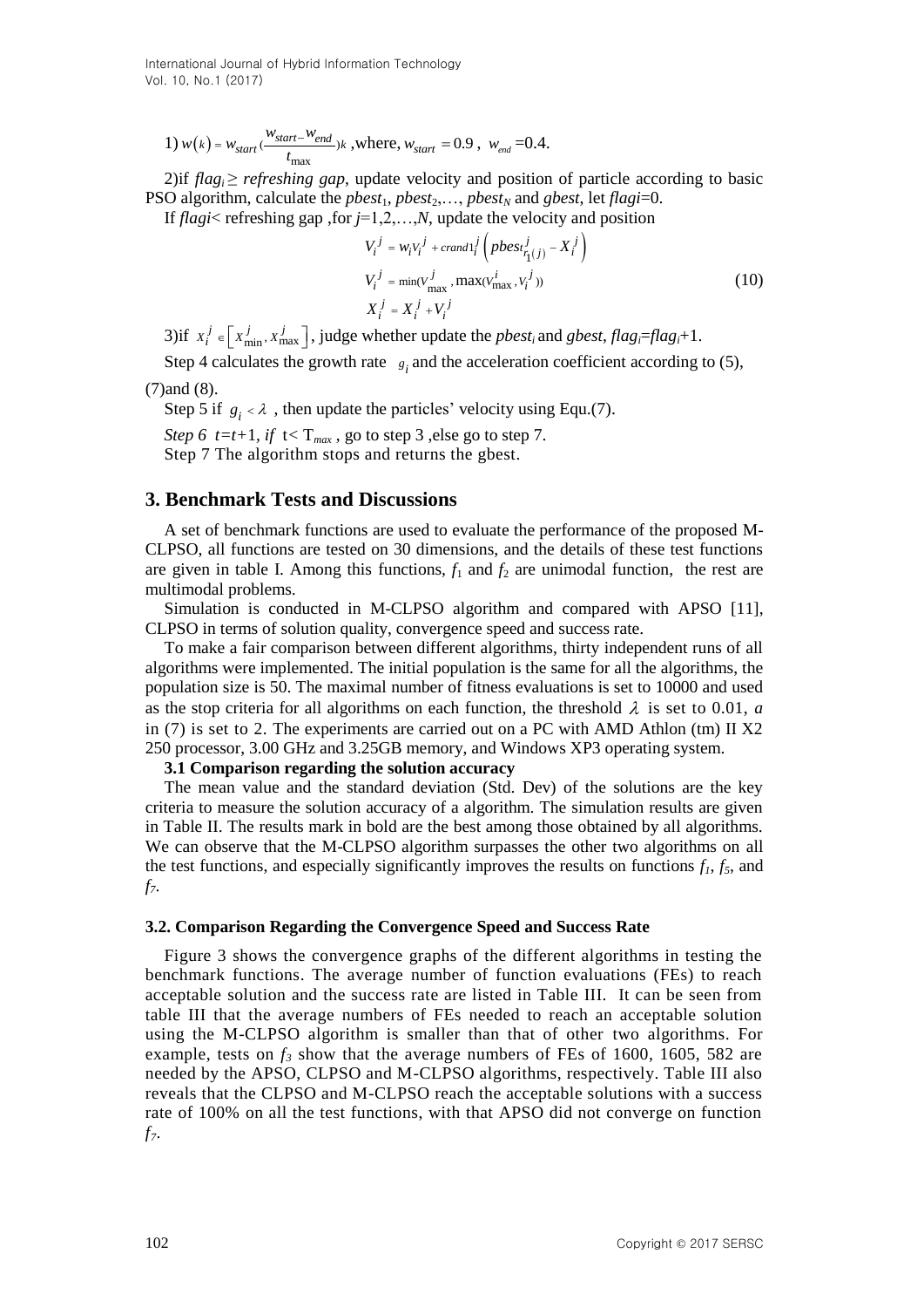1) $w(k) = w_{start}(\frac{w_{start-}w_{end}}{t_{\max}})k$ ,where, $w_{start} = 0.9$ , $w_{end}$ =0.4.

2)if $flag_i \geq$ *refreshing gap*, update velocity and position of particle according to basic PSO algorithm, calculate the $pbest_1$, $pbest_2$,…, $pbest_N$ and *gbest*, let *flagi*=0.

If *flagi*< refreshing gap ,for *j*=1,2,…,*N*, update the velocity and position

$$
\begin{aligned}
V_i^j &= w_i V_i^j + crand1_i^j \left( pbest_{f_1(j)}^j - X_i^j \right) \\
V_i^j &= \min(V_{\max}^j, \max(V_{\max}^i, V_i^j)) \\
X_i^j &= X_i^j + V_i^j
\end{aligned}
\tag{10}
$$

3)if $x_i^j \in \left[ x_{\min}^j, x_{\max}^j \right]$, judge whether update the $pbest_i$ and *gbest*, $flag_i$=$flag_i$+1.

Step 4 calculates the growth rate $g_i$ and the acceleration coefficient according to (5), (7)and (8).

Step 5 if $g_i < \lambda$ , then update the particles' velocity using Equ.(7).

*Step 6 t=t+1, if* t< $T_{max}$ , go to step 3 ,else go to step 7.

Step 7 The algorithm stops and returns the gbest.

## 3. Benchmark Tests and Discussions

A set of benchmark functions are used to evaluate the performance of the proposed M-CLPSO, all functions are tested on 30 dimensions, and the details of these test functions are given in table I. Among this functions, $f_1$ and $f_2$ are unimodal function, the rest are multimodal problems.

Simulation is conducted in M-CLPSO algorithm and compared with APSO [11], CLPSO in terms of solution quality, convergence speed and success rate.

To make a fair comparison between different algorithms, thirty independent runs of all algorithms were implemented. The initial population is the same for all the algorithms, the population size is 50. The maximal number of fitness evaluations is set to 10000 and used as the stop criteria for all algorithms on each function, the threshold $\lambda$ is set to 0.01, *a* in (7) is set to 2. The experiments are carried out on a PC with AMD Athlon (tm) II X2 250 processor, 3.00 GHz and 3.25GB memory, and Windows XP3 operating system.

### 3.1 Comparison regarding the solution accuracy

The mean value and the standard deviation (Std. Dev) of the solutions are the key criteria to measure the solution accuracy of a algorithm. The simulation results are given in Table II. The results mark in bold are the best among those obtained by all algorithms. We can observe that the M-CLPSO algorithm surpasses the other two algorithms on all the test functions, and especially significantly improves the results on functions $f_1$, $f_5$, and $f_7$.

### 3.2. Comparison Regarding the Convergence Speed and Success Rate

Figure 3 shows the convergence graphs of the different algorithms in testing the benchmark functions. The average number of function evaluations (FEs) to reach acceptable solution and the success rate are listed in Table III. It can be seen from table III that the average numbers of FEs needed to reach an acceptable solution using the M-CLPSO algorithm is smaller than that of other two algorithms. For example, tests on $f_3$ show that the average numbers of FEs of 1600, 1605, 582 are needed by the APSO, CLPSO and M-CLPSO algorithms, respectively. Table III also reveals that the CLPSO and M-CLPSO reach the acceptable solutions with a success rate of 100% on all the test functions, with that APSO did not converge on function $f_7$.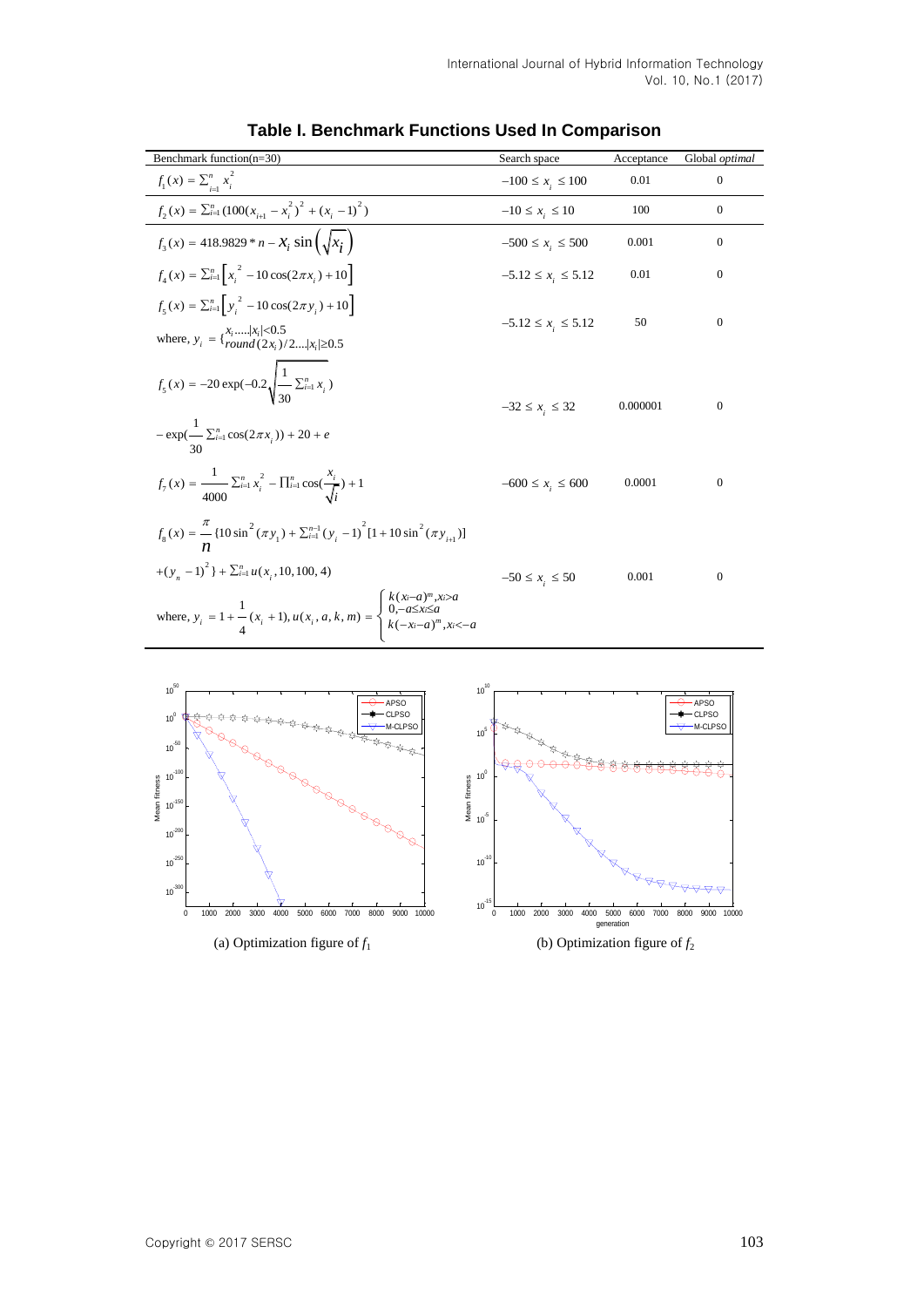**Table I. Benchmark Functions Used In Comparison**

| Benchmark function(n=30) | Search space | Acceptance | Global *optimal* |
|---|---|---|---|
| $f_1(x) = \sum_{i=1}^{n} x_i^2$ | $-100 \le x_i \le 100$ | 0.01 | 0 |
| $f_2(x) = \sum_{i=1}^{n} (100(x_{i+1} - x_i^2)^2 + (x_i - 1)^2)$ | $-10 \le x_i \le 10$ | 100 | 0 |
| $f_3(x) = 418.9829 * n - x_i \sin\left(\sqrt{x_i}\right)$ | $-500 \le x_i \le 500$ | 0.001 | 0 |
| $f_4(x) = \sum_{i=1}^{n}\left[x_i^2 - 10\cos(2\pi x_i) + 10\right]$ | $-5.12 \le x_i \le 5.12$ | 0.01 | 0 |
| $f_5(x) = \sum_{i=1}^{n}\left[y_i^2 - 10\cos(2\pi y_i) + 10\right]$ where, $y_i = \begin{cases} x_i ....\lvert x_i\rvert < 0.5 \\ round(2x_i)/2....\lvert x_i\rvert \ge 0.5 \end{cases}$ | $-5.12 \le x_i \le 5.12$ | 50 | 0 |
| $f_5(x) = -20\exp(-0.2\sqrt{\frac{1}{30}\sum_{i=1}^{n} x_i}) - \exp(\frac{1}{30}\sum_{i=1}^{n}\cos(2\pi x_i)) + 20 + e$ | $-32 \le x_i \le 32$ | 0.000001 | 0 |
| $f_7(x) = \frac{1}{4000}\sum_{i=1}^{n} x_i^2 - \prod_{i=1}^{n}\cos(\frac{x_i}{\sqrt{i}}) + 1$ | $-600 \le x_i \le 600$ | 0.0001 | 0 |
| $f_8(x) = \frac{\pi}{n}\{10\sin^2(\pi y_1) + \sum_{i=1}^{n-1}(y_i - 1)^2[1 + 10\sin^2(\pi y_{i+1})] + (y_n - 1)^2\} + \sum_{i=1}^{n} u(x_i, 10, 100, 4)$ where, $y_i = 1 + \frac{1}{4}(x_i + 1), u(x_i, a, k, m) = \begin{cases} k(x_i - a)^m, x_i > a \\ 0, -a \le x_i \le a \\ k(-x_i - a)^m, x_i < -a \end{cases}$ | $-50 \le x_i \le 50$ | 0.001 | 0 |

(a) Optimization figure of $f_1$

(b) Optimization figure of $f_2$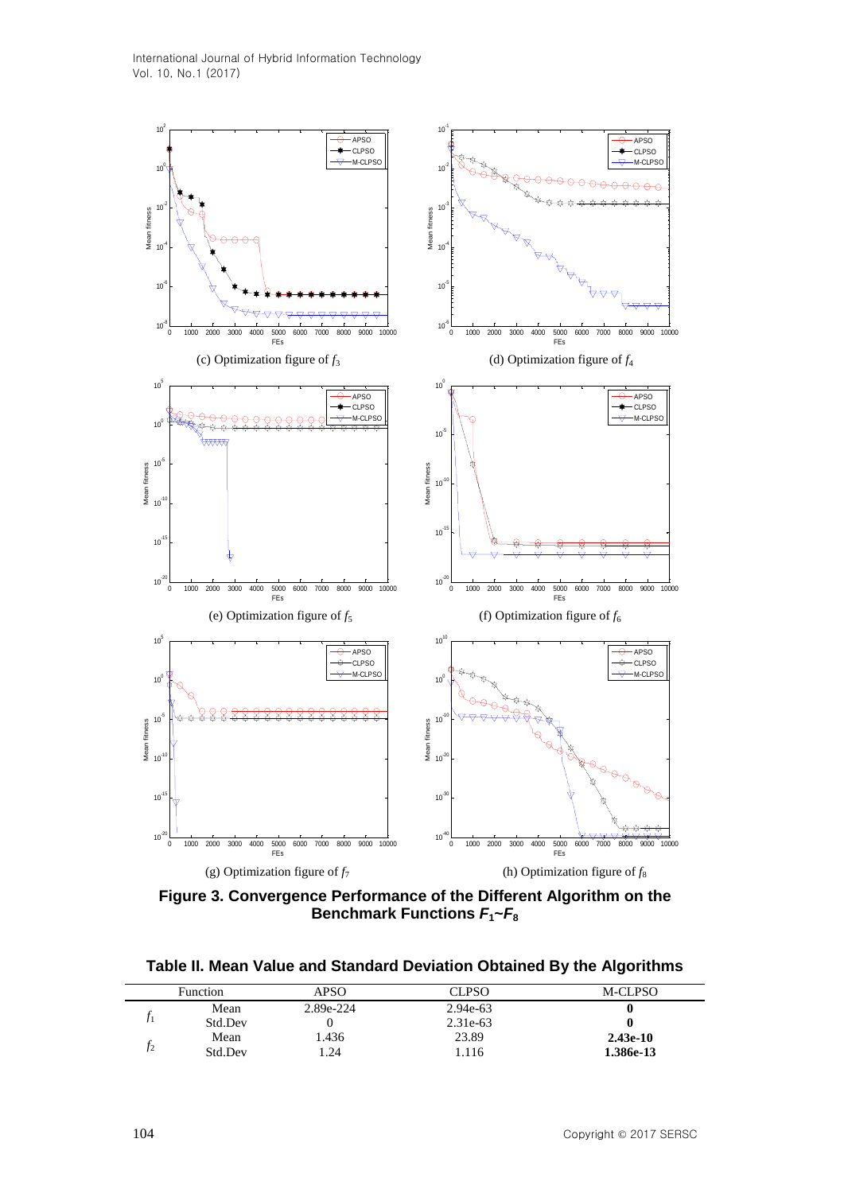(c) Optimization figure of $f_3$

(d) Optimization figure of $f_4$

(e) Optimization figure of $f_5$

(f) Optimization figure of $f_6$

(g) Optimization figure of $f_7$

(h) Optimization figure of $f_8$

**Figure 3. Convergence Performance of the Different Algorithm on the Benchmark Functions $F_1$~$F_8$**

**Table II. Mean Value and Standard Deviation Obtained By the Algorithms**

| Function | | APSO | CLPSO | M-CLPSO |
|---|---|---|---|---|
| $f_1$ | Mean | 2.89e-224 | 2.94e-63 | **0** |
| | Std.Dev | 0 | 2.31e-63 | **0** |
| $f_2$ | Mean | 1.436 | 23.89 | **2.43e-10** |
| | Std.Dev | 1.24 | 1.116 | **1.386e-13** |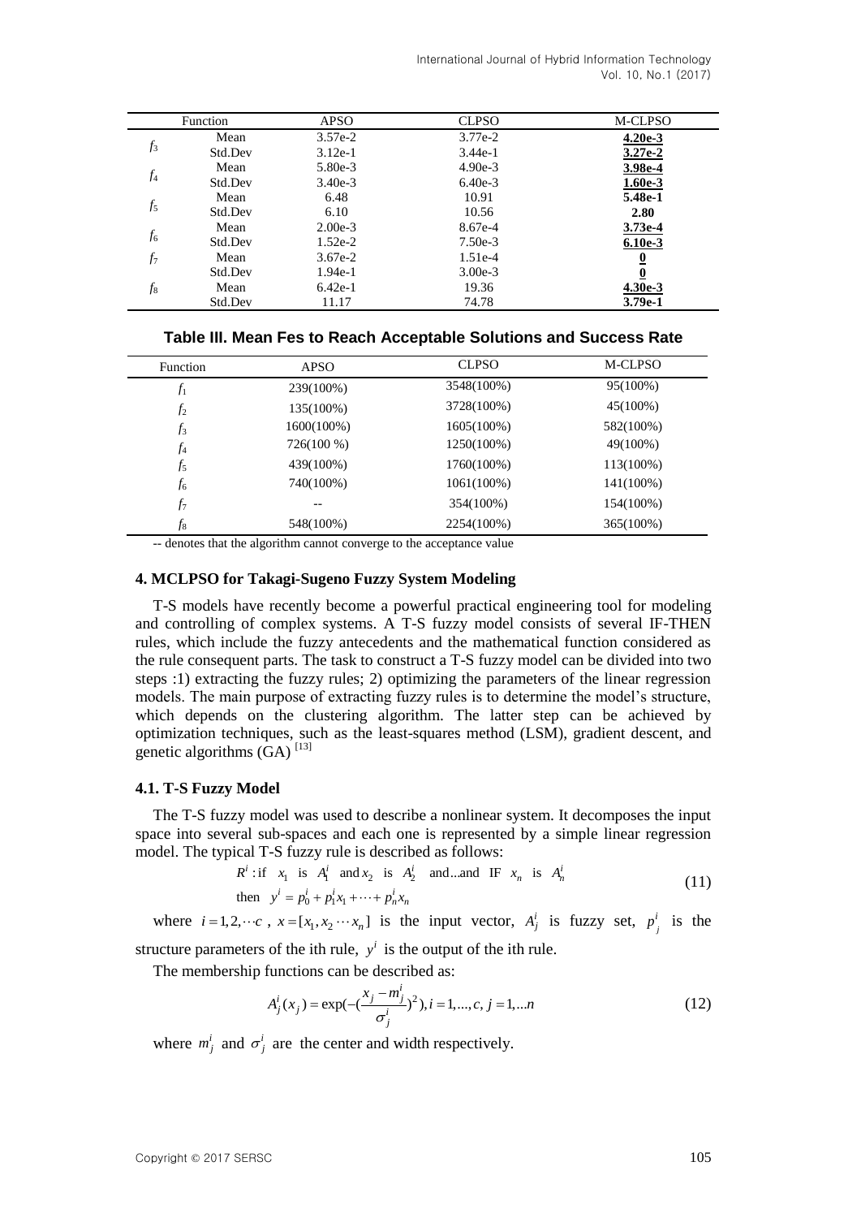| Function | | APSO | CLPSO | M-CLPSO |
|---|---|---|---|---|
| $f_3$ | Mean | 3.57e-2 | 3.77e-2 | **4.20e-3** |
| | Std.Dev | 3.12e-1 | 3.44e-1 | **3.27e-2** |
| $f_4$ | Mean | 5.80e-3 | 4.90e-3 | **3.98e-4** |
| | Std.Dev | 3.40e-3 | 6.40e-3 | **1.60e-3** |
| $f_5$ | Mean | 6.48 | 10.91 | **5.48e-1** |
| | Std.Dev | 6.10 | 10.56 | **2.80** |
| $f_6$ | Mean | 2.00e-3 | 8.67e-4 | **3.73e-4** |
| | Std.Dev | 1.52e-2 | 7.50e-3 | **6.10e-3** |
| $f_7$ | Mean | 3.67e-2 | 1.51e-4 | **0** |
| | Std.Dev | 1.94e-1 | 3.00e-3 | **0** |
| $f_8$ | Mean | 6.42e-1 | 19.36 | **4.30e-3** |
| | Std.Dev | 11.17 | 74.78 | **3.79e-1** |

**Table III. Mean Fes to Reach Acceptable Solutions and Success Rate**

| Function | APSO | CLPSO | M-CLPSO |
|---|---|---|---|
| $f_1$ | 239(100%) | 3548(100%) | 95(100%) |
| $f_2$ | 135(100%) | 3728(100%) | 45(100%) |
| $f_3$ | 1600(100%) | 1605(100%) | 582(100%) |
| $f_4$ | 726(100 %) | 1250(100%) | 49(100%) |
| $f_5$ | 439(100%) | 1760(100%) | 113(100%) |
| $f_6$ | 740(100%) | 1061(100%) | 141(100%) |
| $f_7$ | -- | 354(100%) | 154(100%) |
| $f_8$ | 548(100%) | 2254(100%) | 365(100%) |

-- denotes that the algorithm cannot converge to the acceptance value

## 4. MCLPSO for Takagi-Sugeno Fuzzy System Modeling

T-S models have recently become a powerful practical engineering tool for modeling and controlling of complex systems. A T-S fuzzy model consists of several IF-THEN rules, which include the fuzzy antecedents and the mathematical function considered as the rule consequent parts. The task to construct a T-S fuzzy model can be divided into two steps :1) extracting the fuzzy rules; 2) optimizing the parameters of the linear regression models. The main purpose of extracting fuzzy rules is to determine the model's structure, which depends on the clustering algorithm. The latter step can be achieved by optimization techniques, such as the least-squares method (LSM), gradient descent, and genetic algorithms (GA) [13]

### 4.1. T-S Fuzzy Model

The T-S fuzzy model was used to describe a nonlinear system. It decomposes the input space into several sub-spaces and each one is represented by a simple linear regression model. The typical T-S fuzzy rule is described as follows:

$$R^i : \text{if} \quad x_1 \ \text{is} \ A_1^i \ \text{and} \ x_2 \ \text{is} \ A_2^i \ \text{and...and IF} \ x_n \ \text{is} \ A_n^i$$
$$\text{then} \quad y^i = p_0^i + p_1^i x_1 + \cdots + p_n^i x_n \tag{11}$$

where $i = 1, 2, \cdots c$, $x = [x_1, x_2 \cdots x_n]$ is the input vector, $A_j^i$ is fuzzy set, $p_j^i$ is the structure parameters of the ith rule, $y^i$ is the output of the ith rule.

The membership functions can be described as:

$$A_j^i(x_j) = \exp(-(\frac{x_j - m_j^i}{\sigma_j^i})^2), i = 1, ..., c, j = 1, ...n \tag{12}$$

where $m_j^i$ and $\sigma_j^i$ are the center and width respectively.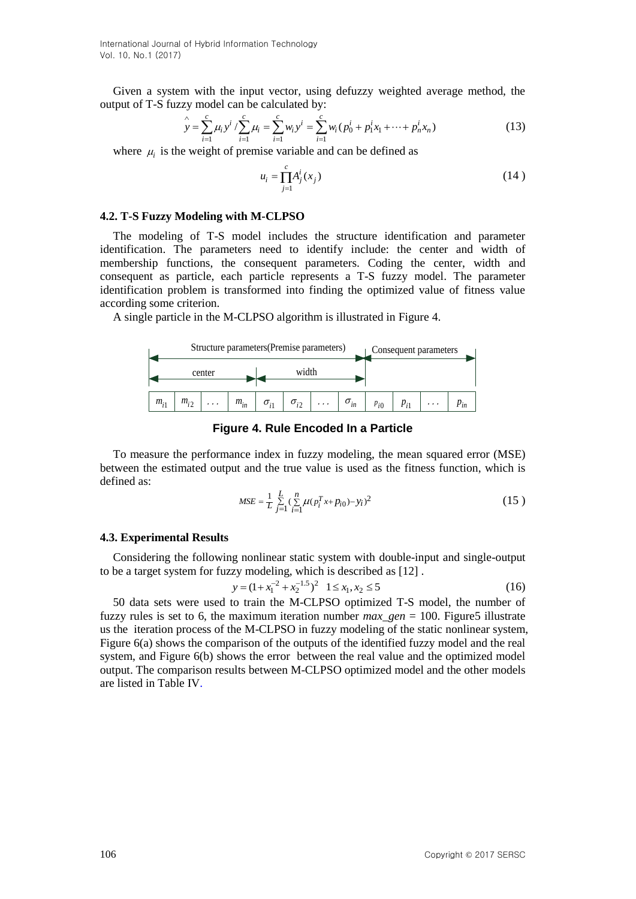Given a system with the input vector, using defuzzy weighted average method, the output of T-S fuzzy model can be calculated by:

$$\hat{y} = \sum_{i=1}^{c} \mu_i y^i / \sum_{i=1}^{c} \mu_i = \sum_{i=1}^{c} w_i y^i = \sum_{i=1}^{c} w_i (p_0^i + p_1^i x_1 + \cdots + p_n^i x_n) \tag{13}$$

where $\mu_i$ is the weight of premise variable and can be defined as

$$u_i = \prod_{j=1}^{c} A_j^i(x_j) \tag{14}$$

### 4.2. T-S Fuzzy Modeling with M-CLPSO

The modeling of T-S model includes the structure identification and parameter identification. The parameters need to identify include: the center and width of membership functions, the consequent parameters. Coding the center, width and consequent as particle, each particle represents a T-S fuzzy model. The parameter identification problem is transformed into finding the optimized value of fitness value according some criterion.

A single particle in the M-CLPSO algorithm is illustrated in Figure 4.

| Structure parameters(Premise parameters) | | | | | | | | Consequent parameters | | | |
|---|---|---|---|---|---|---|---|---|---|---|---|
| center | | | | width | | | | | | | |
| $m_{i1}$ | $m_{i2}$ | ... | $m_{in}$ | $\sigma_{i1}$ | $\sigma_{i2}$ | ... | $\sigma_{in}$ | $p_{i0}$ | $p_{i1}$ | ... | $p_{in}$ |

**Figure 4. Rule Encoded In a Particle**

To measure the performance index in fuzzy modeling, the mean squared error (MSE) between the estimated output and the true value is used as the fitness function, which is defined as:

$$MSE = \frac{1}{L} \sum_{j=1}^{L} \left( \sum_{i=1}^{n} \mu (p_i^T x + p_{i0}) - y_i \right)^2 \tag{15}$$

### 4.3. Experimental Results

Considering the following nonlinear static system with double-input and single-output to be a target system for fuzzy modeling, which is described as [12] .

$$y = (1 + x_1^{-2} + x_2^{-1.5})^2 \quad 1 \le x_1, x_2 \le 5 \tag{16}$$

50 data sets were used to train the M-CLPSO optimized T-S model, the number of fuzzy rules is set to 6, the maximum iteration number *max_gen* = 100. Figure5 illustrate us the iteration process of the M-CLPSO in fuzzy modeling of the static nonlinear system, Figure 6(a) shows the comparison of the outputs of the identified fuzzy model and the real system, and Figure 6(b) shows the error between the real value and the optimized model output. The comparison results between M-CLPSO optimized model and the other models are listed in Table IV.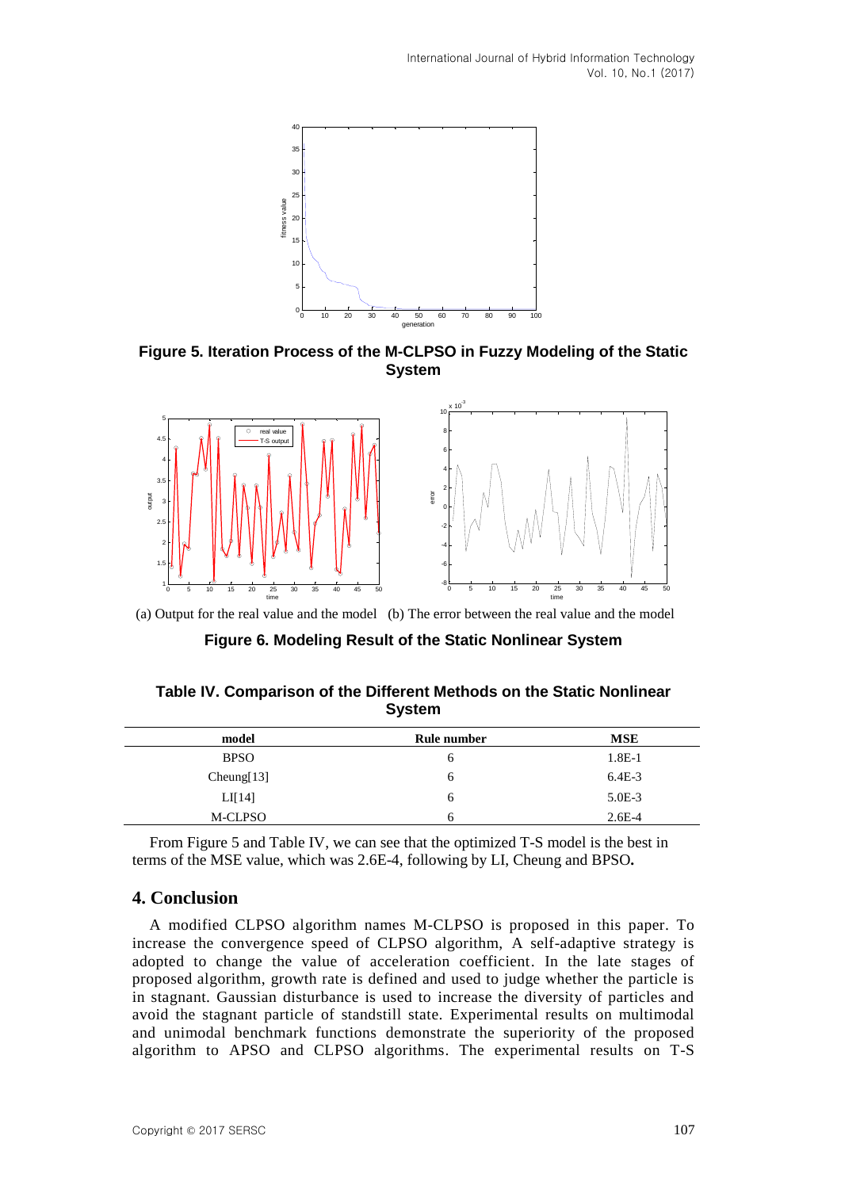Figure 5. Iteration Process of the M-CLPSO in Fuzzy Modeling of the Static System

(a) Output for the real value and the model (b) The error between the real value and the model

**Figure 6. Modeling Result of the Static Nonlinear System**

**Table IV. Comparison of the Different Methods on the Static Nonlinear System**

| model | Rule number | MSE |
|---|---|---|
| BPSO | 6 | 1.8E-1 |
| Cheung[13] | 6 | 6.4E-3 |
| LI[14] | 6 | 5.0E-3 |
| M-CLPSO | 6 | 2.6E-4 |

From Figure 5 and Table IV, we can see that the optimized T-S model is the best in terms of the MSE value, which was 2.6E-4, following by LI, Cheung and BPSO**.**

## 4. Conclusion

A modified CLPSO algorithm names M-CLPSO is proposed in this paper. To increase the convergence speed of CLPSO algorithm, A self-adaptive strategy is adopted to change the value of acceleration coefficient. In the late stages of proposed algorithm, growth rate is defined and used to judge whether the particle is in stagnant. Gaussian disturbance is used to increase the diversity of particles and avoid the stagnant particle of standstill state. Experimental results on multimodal and unimodal benchmark functions demonstrate the superiority of the proposed algorithm to APSO and CLPSO algorithms. The experimental results on T-S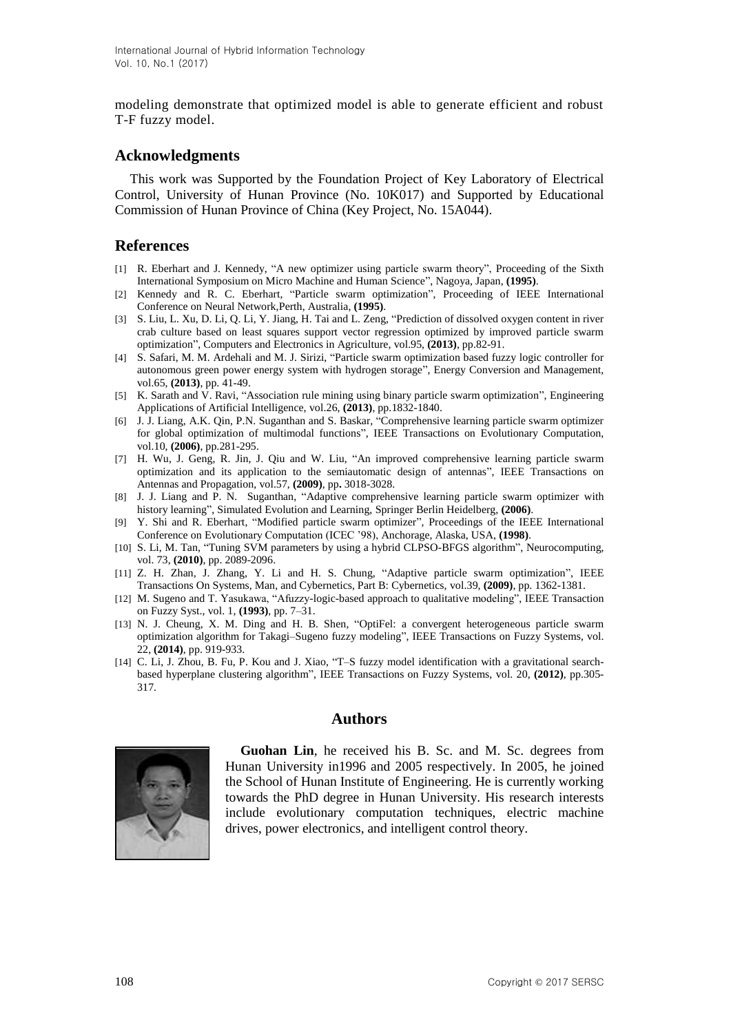modeling demonstrate that optimized model is able to generate efficient and robust T-F fuzzy model.

## Acknowledgments

This work was Supported by the Foundation Project of Key Laboratory of Electrical Control, University of Hunan Province (No. 10K017) and Supported by Educational Commission of Hunan Province of China (Key Project, No. 15A044).

## References

[1] R. Eberhart and J. Kennedy, "A new optimizer using particle swarm theory", Proceeding of the Sixth International Symposium on Micro Machine and Human Science", Nagoya, Japan, **(1995)**.

[2] Kennedy and R. C. Eberhart, "Particle swarm optimization", Proceeding of IEEE International Conference on Neural Network,Perth, Australia, **(1995)**.

[3] S. Liu, L. Xu, D. Li, Q. Li, Y. Jiang, H. Tai and L. Zeng, "Prediction of dissolved oxygen content in river crab culture based on least squares support vector regression optimized by improved particle swarm optimization", Computers and Electronics in Agriculture, vol.95, **(2013)**, pp.82-91.

[4] S. Safari, M. M. Ardehali and M. J. Sirizi, "Particle swarm optimization based fuzzy logic controller for autonomous green power energy system with hydrogen storage", Energy Conversion and Management, vol.65, **(2013)**, pp. 41-49.

[5] K. Sarath and V. Ravi, "Association rule mining using binary particle swarm optimization", Engineering Applications of Artificial Intelligence, vol.26, **(2013)**, pp.1832-1840.

[6] J. J. Liang, A.K. Qin, P.N. Suganthan and S. Baskar, "Comprehensive learning particle swarm optimizer for global optimization of multimodal functions", IEEE Transactions on Evolutionary Computation, vol.10, **(2006)**, pp.281-295.

[7] H. Wu, J. Geng, R. Jin, J. Qiu and W. Liu, "An improved comprehensive learning particle swarm optimization and its application to the semiautomatic design of antennas", IEEE Transactions on Antennas and Propagation, vol.57, **(2009)**, pp**.** 3018-3028.

[8] J. J. Liang and P. N. Suganthan, "Adaptive comprehensive learning particle swarm optimizer with history learning", Simulated Evolution and Learning, Springer Berlin Heidelberg, **(2006)**.

[9] Y. Shi and R. Eberhart, "Modified particle swarm optimizer", Proceedings of the IEEE International Conference on Evolutionary Computation (ICEC '98), Anchorage, Alaska, USA, **(1998)**.

[10] S. Li, M. Tan, "Tuning SVM parameters by using a hybrid CLPSO-BFGS algorithm", Neurocomputing, vol. 73, **(2010)**, pp. 2089-2096.

[11] Z. H. Zhan, J. Zhang, Y. Li and H. S. Chung, "Adaptive particle swarm optimization", IEEE Transactions On Systems, Man, and Cybernetics, Part B: Cybernetics, vol.39, **(2009)**, pp. 1362-1381.

[12] M. Sugeno and T. Yasukawa, "Afuzzy-logic-based approach to qualitative modeling", IEEE Transaction on Fuzzy Syst., vol. 1, **(1993)**, pp. 7–31.

[13] N. J. Cheung, X. M. Ding and H. B. Shen, "OptiFel: a convergent heterogeneous particle swarm optimization algorithm for Takagi–Sugeno fuzzy modeling", IEEE Transactions on Fuzzy Systems, vol. 22, **(2014)**, pp. 919-933.

[14] C. Li, J. Zhou, B. Fu, P. Kou and J. Xiao, "T–S fuzzy model identification with a gravitational search-based hyperplane clustering algorithm", IEEE Transactions on Fuzzy Systems, vol. 20, **(2012)**, pp.305-317.

## Authors

**Guohan Lin**, he received his B. Sc. and M. Sc. degrees from Hunan University in1996 and 2005 respectively. In 2005, he joined the School of Hunan Institute of Engineering. He is currently working towards the PhD degree in Hunan University. His research interests include evolutionary computation techniques, electric machine drives, power electronics, and intelligent control theory.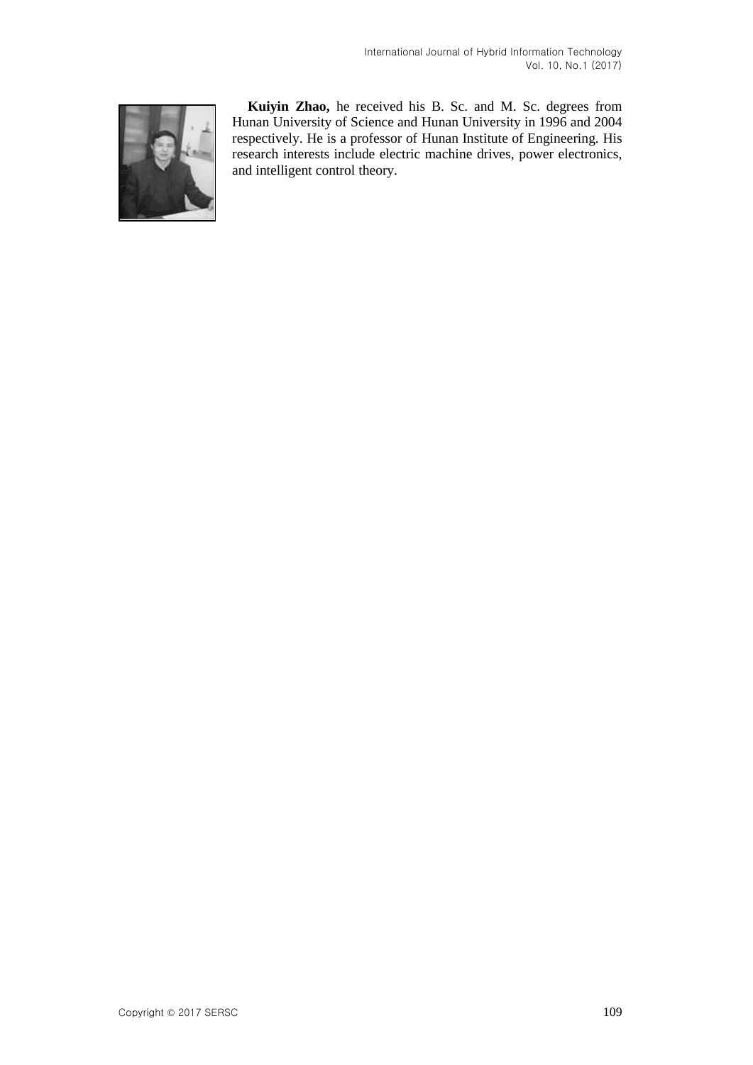**Kuiyin Zhao,** he received his B. Sc. and M. Sc. degrees from Hunan University of Science and Hunan University in 1996 and 2004 respectively. He is a professor of Hunan Institute of Engineering. His research interests include electric machine drives, power electronics, and intelligent control theory.